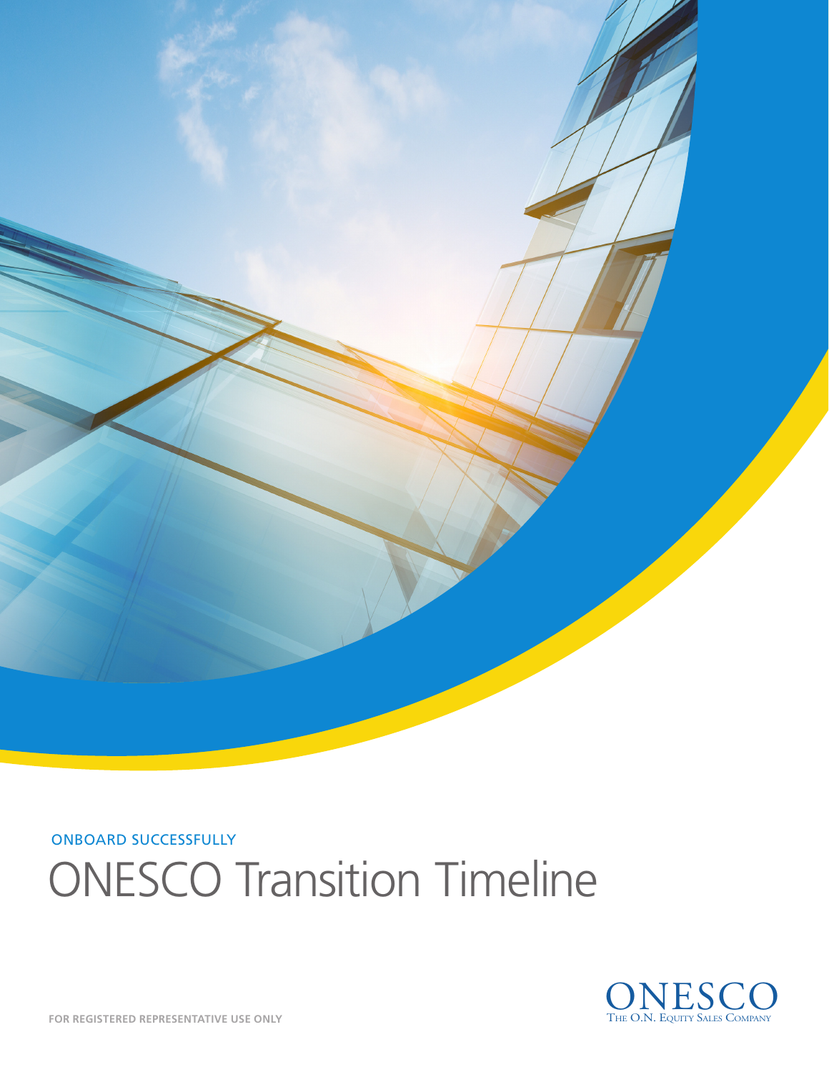ONBOARD SUCCESSFULLY

# ONESCO Transition Timeline

ONESCO
THE O.N. EQUITY SALES COMPANY

**FOR REGISTERED REPRESENTATIVE USE ONLY**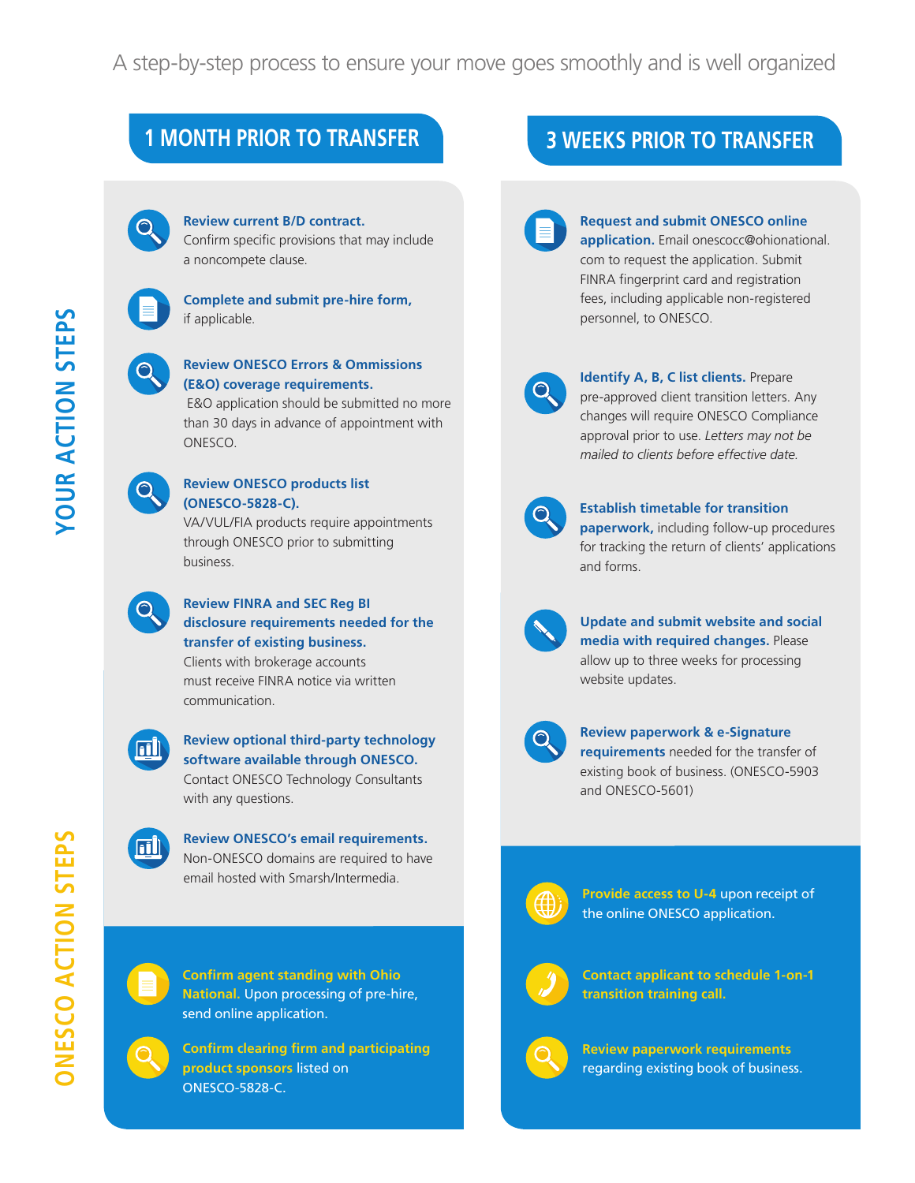A step-by-step process to ensure your move goes smoothly and is well organized

## 1 MONTH PRIOR TO TRANSFER

### YOUR ACTION STEPS

- **Review current B/D contract.** Confirm specific provisions that may include a noncompete clause.
- **Complete and submit pre-hire form,** if applicable.
- **Review ONESCO Errors & Ommissions (E&O) coverage requirements.** E&O application should be submitted no more than 30 days in advance of appointment with ONESCO.
- **Review ONESCO products list (ONESCO-5828-C).** VA/VUL/FIA products require appointments through ONESCO prior to submitting business.
- **Review FINRA and SEC Reg BI disclosure requirements needed for the transfer of existing business.** Clients with brokerage accounts must receive FINRA notice via written communication.
- **Review optional third-party technology software available through ONESCO.** Contact ONESCO Technology Consultants with any questions.
- **Review ONESCO's email requirements.** Non-ONESCO domains are required to have email hosted with Smarsh/Intermedia.

### ONESCO ACTION STEPS

- **Confirm agent standing with Ohio National.** Upon processing of pre-hire, send online application.
- **Confirm clearing firm and participating product sponsors** listed on ONESCO-5828-C.

## 3 WEEKS PRIOR TO TRANSFER

### YOUR ACTION STEPS

- **Request and submit ONESCO online application.** Email onescocc@ohionational.com to request the application. Submit FINRA fingerprint card and registration fees, including applicable non-registered personnel, to ONESCO.
- **Identify A, B, C list clients.** Prepare pre-approved client transition letters. Any changes will require ONESCO Compliance approval prior to use. *Letters may not be mailed to clients before effective date.*
- **Establish timetable for transition paperwork,** including follow-up procedures for tracking the return of clients' applications and forms.
- **Update and submit website and social media with required changes.** Please allow up to three weeks for processing website updates.
- **Review paperwork & e-Signature requirements** needed for the transfer of existing book of business. (ONESCO-5903 and ONESCO-5601)

### ONESCO ACTION STEPS

- **Provide access to U-4** upon receipt of the online ONESCO application.
- **Contact applicant to schedule 1-on-1 transition training call.**
- **Review paperwork requirements** regarding existing book of business.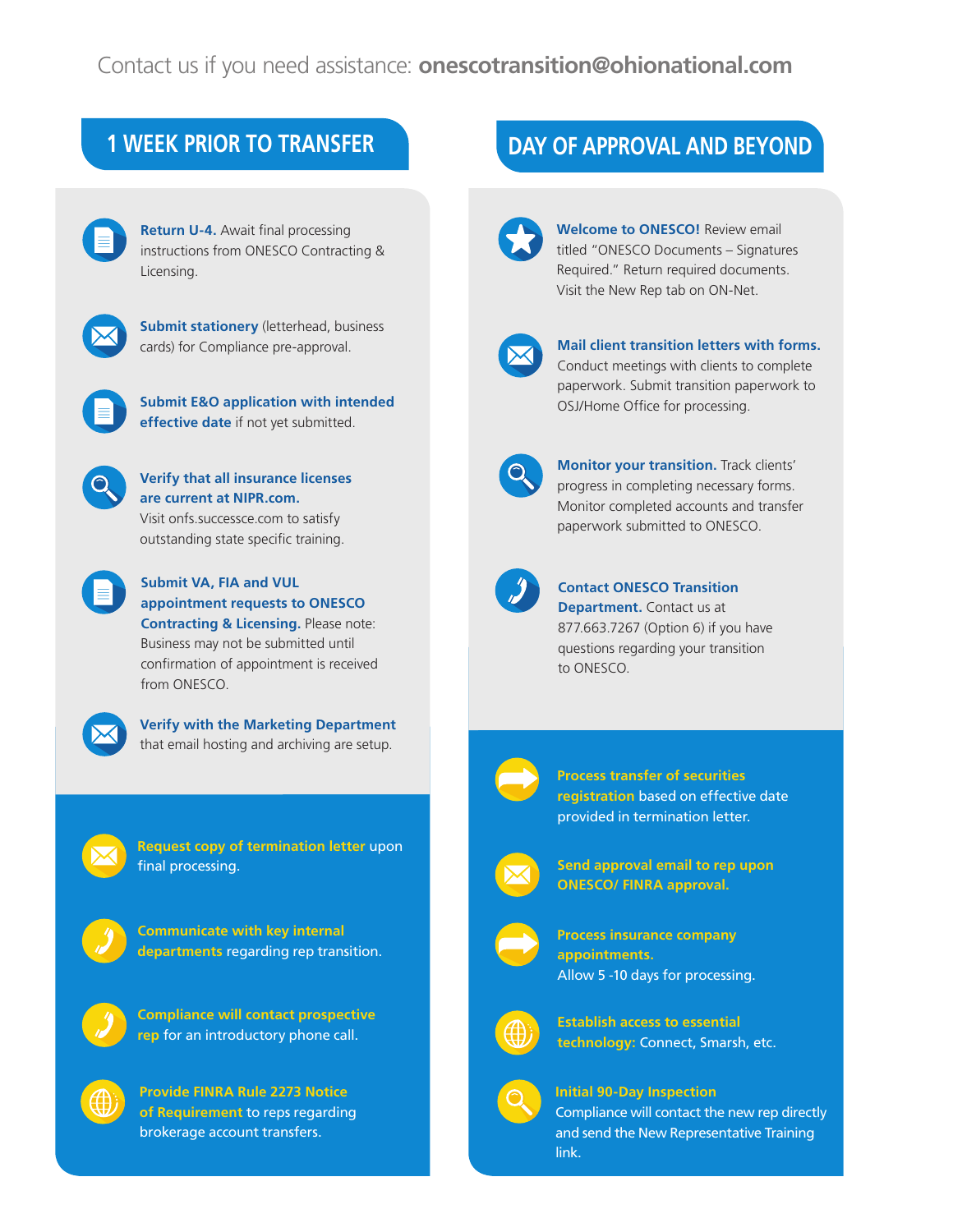Contact us if you need assistance: **onescotransition@ohionational.com**

## 1 WEEK PRIOR TO TRANSFER

**Return U-4.** Await final processing instructions from ONESCO Contracting & Licensing.

**Submit stationery** (letterhead, business cards) for Compliance pre-approval.

**Submit E&O application with intended effective date** if not yet submitted.

**Verify that all insurance licenses are current at NIPR.com.** Visit onfs.successce.com to satisfy outstanding state specific training.

**Submit VA, FIA and VUL appointment requests to ONESCO Contracting & Licensing.** Please note: Business may not be submitted until confirmation of appointment is received from ONESCO.

**Verify with the Marketing Department** that email hosting and archiving are setup.

**Request copy of termination letter** upon final processing.

**Communicate with key internal departments** regarding rep transition.

**Compliance will contact prospective rep** for an introductory phone call.

**Provide FINRA Rule 2273 Notice of Requirement** to reps regarding brokerage account transfers.

## DAY OF APPROVAL AND BEYOND

**Welcome to ONESCO!** Review email titled "ONESCO Documents – Signatures Required." Return required documents. Visit the New Rep tab on ON-Net.

**Mail client transition letters with forms.** Conduct meetings with clients to complete paperwork. Submit transition paperwork to OSJ/Home Office for processing.

**Monitor your transition.** Track clients' progress in completing necessary forms. Monitor completed accounts and transfer paperwork submitted to ONESCO.

**Contact ONESCO Transition Department.** Contact us at 877.663.7267 (Option 6) if you have questions regarding your transition to ONESCO.

**Process transfer of securities registration** based on effective date provided in termination letter.

**Send approval email to rep upon ONESCO/ FINRA approval.**

**Process insurance company appointments.** Allow 5 -10 days for processing.

**Establish access to essential technology:** Connect, Smarsh, etc.

**Initial 90-Day Inspection** Compliance will contact the new rep directly and send the New Representative Training link.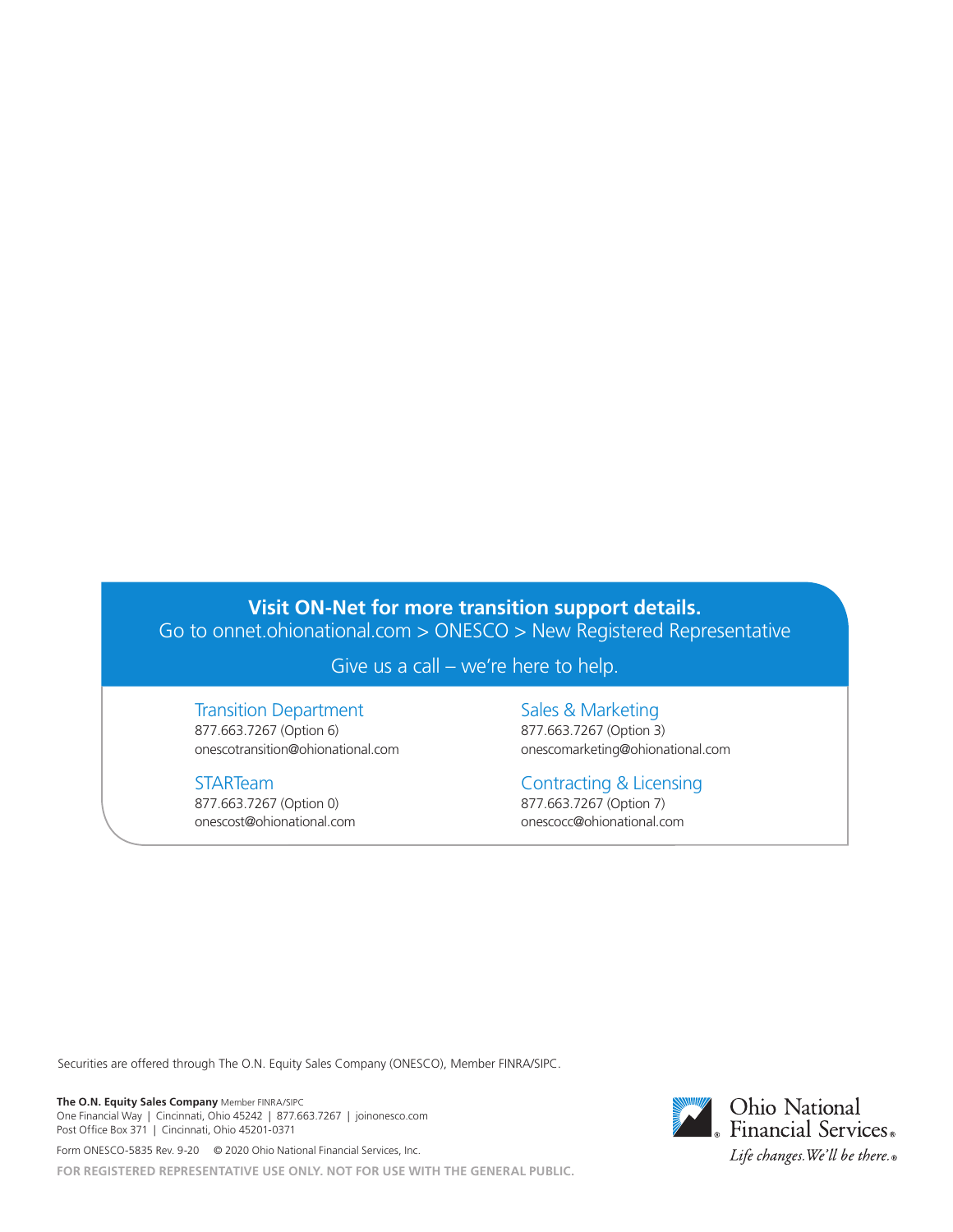**Visit ON-Net for more transition support details.**

Go to onnet.ohionational.com > ONESCO > New Registered Representative

Give us a call – we're here to help.

### Transition Department
877.663.7267 (Option 6)
onescotransition@ohionational.com

### STARTeam
877.663.7267 (Option 0)
onescost@ohionational.com

### Sales & Marketing
877.663.7267 (Option 3)
onescomarketing@ohionational.com

### Contracting & Licensing
877.663.7267 (Option 7)
onescocc@ohionational.com

Securities are offered through The O.N. Equity Sales Company (ONESCO), Member FINRA/SIPC.

**The O.N. Equity Sales Company** Member FINRA/SIPC
One Financial Way | Cincinnati, Ohio 45242 | 877.663.7267 | joinonesco.com
Post Office Box 371 | Cincinnati, Ohio 45201-0371

Form ONESCO-5835 Rev. 9-20 © 2020 Ohio National Financial Services, Inc.

**FOR REGISTERED REPRESENTATIVE USE ONLY. NOT FOR USE WITH THE GENERAL PUBLIC.**

Ohio National Financial Services®
*Life changes. We'll be there.®*